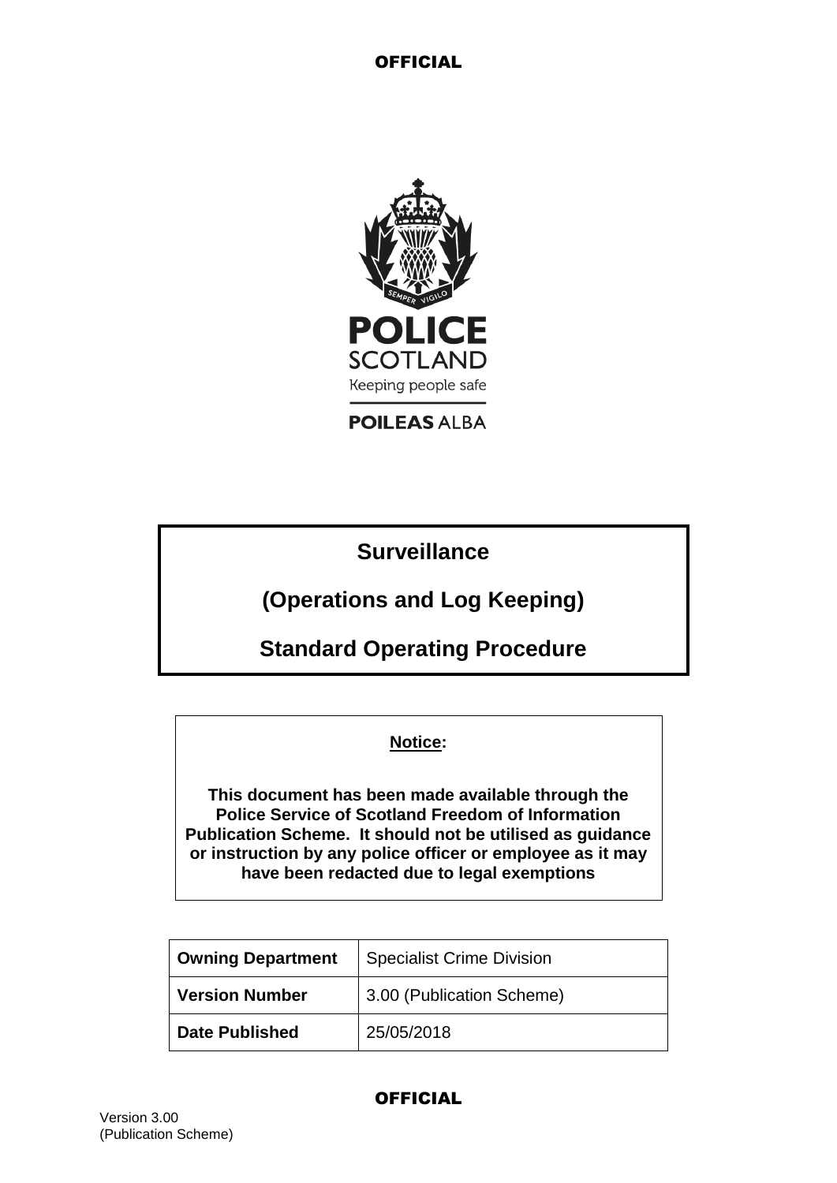POLICE SCOTLAND

Keeping people safe

POILEAS ALBA

# Surveillance

# (Operations and Log Keeping)

# Standard Operating Procedure

**Notice:**

**This document has been made available through the Police Service of Scotland Freedom of Information Publication Scheme. It should not be utilised as guidance or instruction by any police officer or employee as it may have been redacted due to legal exemptions**

| **Owning Department** | Specialist Crime Division |
|---|---|
| **Version Number** | 3.00 (Publication Scheme) |
| **Date Published** | 25/05/2018 |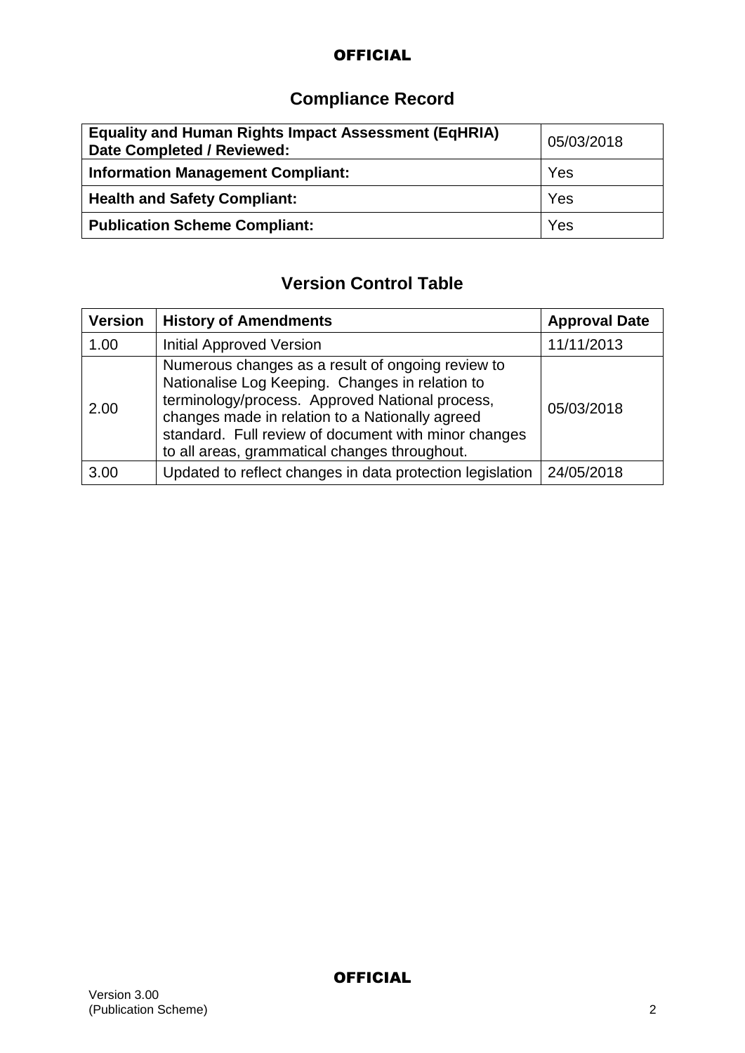## Compliance Record

| | |
|---|---|
| **Equality and Human Rights Impact Assessment (EqHRIA) Date Completed / Reviewed:** | 05/03/2018 |
| **Information Management Compliant:** | Yes |
| **Health and Safety Compliant:** | Yes |
| **Publication Scheme Compliant:** | Yes |

## Version Control Table

| Version | History of Amendments | Approval Date |
|---|---|---|
| 1.00 | Initial Approved Version | 11/11/2013 |
| 2.00 | Numerous changes as a result of ongoing review to Nationalise Log Keeping. Changes in relation to terminology/process. Approved National process, changes made in relation to a Nationally agreed standard. Full review of document with minor changes to all areas, grammatical changes throughout. | 05/03/2018 |
| 3.00 | Updated to reflect changes in data protection legislation | 24/05/2018 |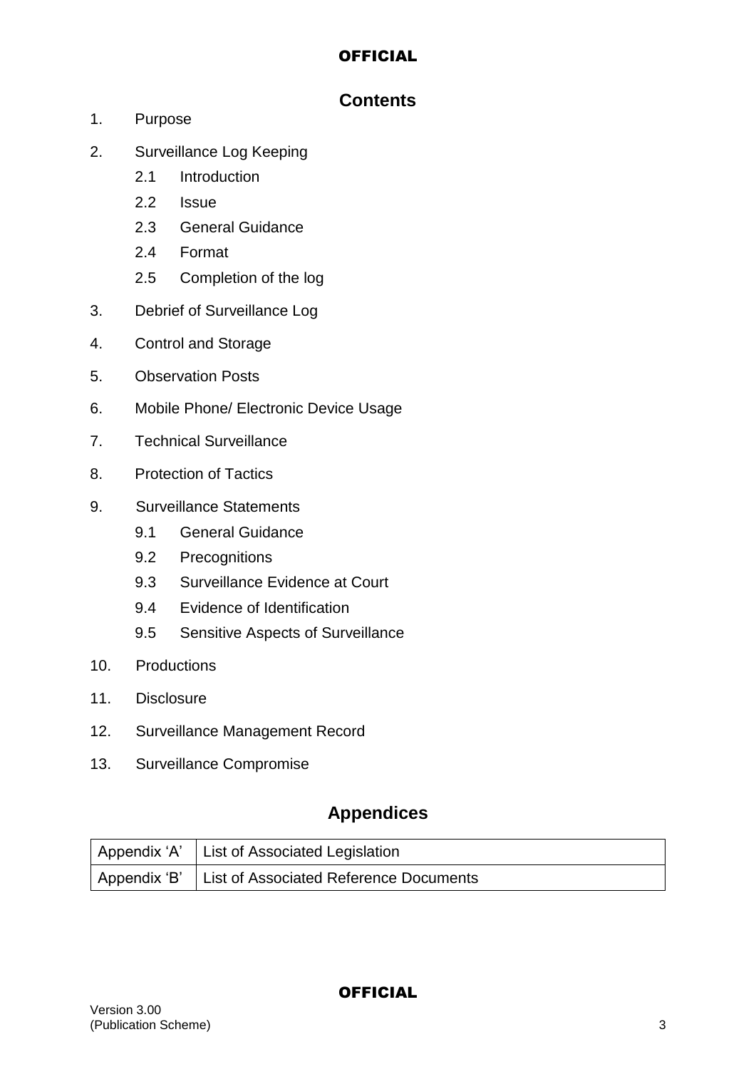## Contents

1. Purpose

2. Surveillance Log Keeping
   - 2.1 Introduction
   - 2.2 Issue
   - 2.3 General Guidance
   - 2.4 Format
   - 2.5 Completion of the log

3. Debrief of Surveillance Log

4. Control and Storage

5. Observation Posts

6. Mobile Phone/ Electronic Device Usage

7. Technical Surveillance

8. Protection of Tactics

9. Surveillance Statements
   - 9.1 General Guidance
   - 9.2 Precognitions
   - 9.3 Surveillance Evidence at Court
   - 9.4 Evidence of Identification
   - 9.5 Sensitive Aspects of Surveillance

10. Productions

11. Disclosure

12. Surveillance Management Record

13. Surveillance Compromise

## Appendices

| | |
|---|---|
| Appendix ‘A’ | List of Associated Legislation |
| Appendix ‘B’ | List of Associated Reference Documents |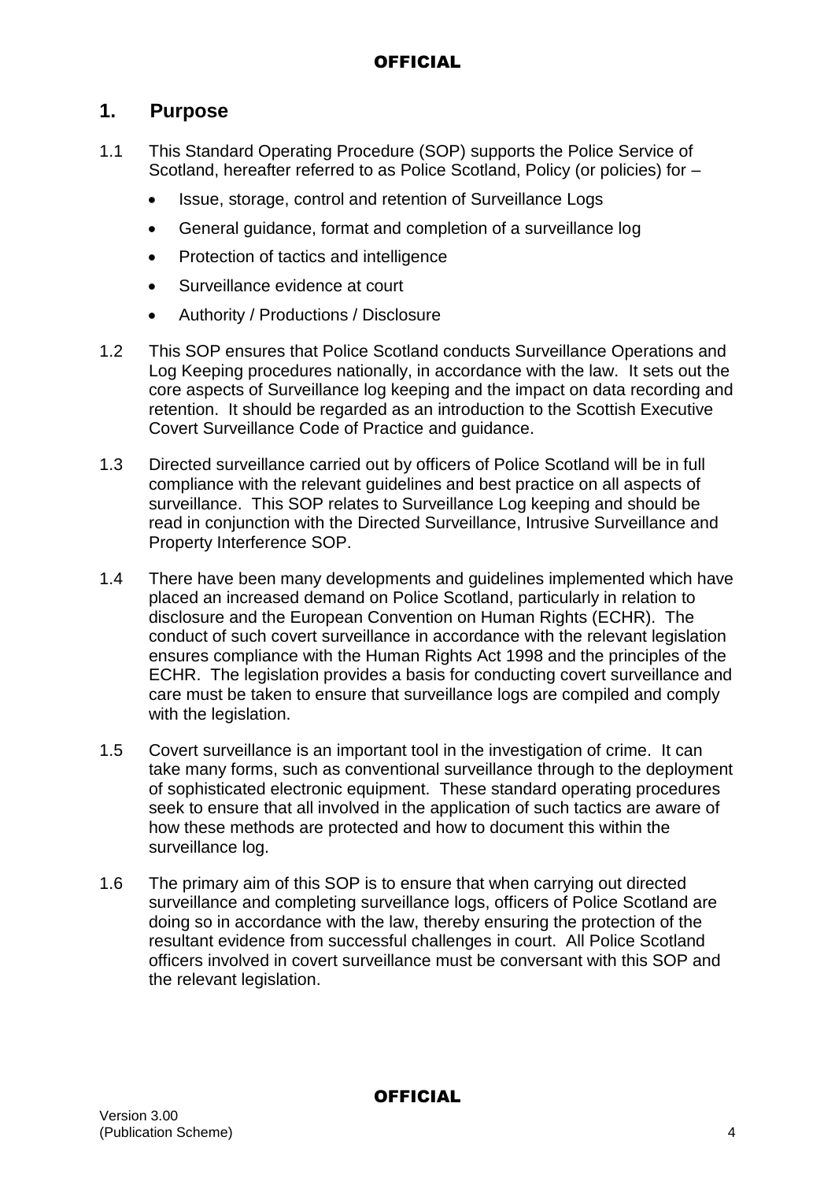## 1. Purpose

1.1 This Standard Operating Procedure (SOP) supports the Police Service of Scotland, hereafter referred to as Police Scotland, Policy (or policies) for –

- Issue, storage, control and retention of Surveillance Logs
- General guidance, format and completion of a surveillance log
- Protection of tactics and intelligence
- Surveillance evidence at court
- Authority / Productions / Disclosure

1.2 This SOP ensures that Police Scotland conducts Surveillance Operations and Log Keeping procedures nationally, in accordance with the law. It sets out the core aspects of Surveillance log keeping and the impact on data recording and retention. It should be regarded as an introduction to the Scottish Executive Covert Surveillance Code of Practice and guidance.

1.3 Directed surveillance carried out by officers of Police Scotland will be in full compliance with the relevant guidelines and best practice on all aspects of surveillance. This SOP relates to Surveillance Log keeping and should be read in conjunction with the Directed Surveillance, Intrusive Surveillance and Property Interference SOP.

1.4 There have been many developments and guidelines implemented which have placed an increased demand on Police Scotland, particularly in relation to disclosure and the European Convention on Human Rights (ECHR). The conduct of such covert surveillance in accordance with the relevant legislation ensures compliance with the Human Rights Act 1998 and the principles of the ECHR. The legislation provides a basis for conducting covert surveillance and care must be taken to ensure that surveillance logs are compiled and comply with the legislation.

1.5 Covert surveillance is an important tool in the investigation of crime. It can take many forms, such as conventional surveillance through to the deployment of sophisticated electronic equipment. These standard operating procedures seek to ensure that all involved in the application of such tactics are aware of how these methods are protected and how to document this within the surveillance log.

1.6 The primary aim of this SOP is to ensure that when carrying out directed surveillance and completing surveillance logs, officers of Police Scotland are doing so in accordance with the law, thereby ensuring the protection of the resultant evidence from successful challenges in court. All Police Scotland officers involved in covert surveillance must be conversant with this SOP and the relevant legislation.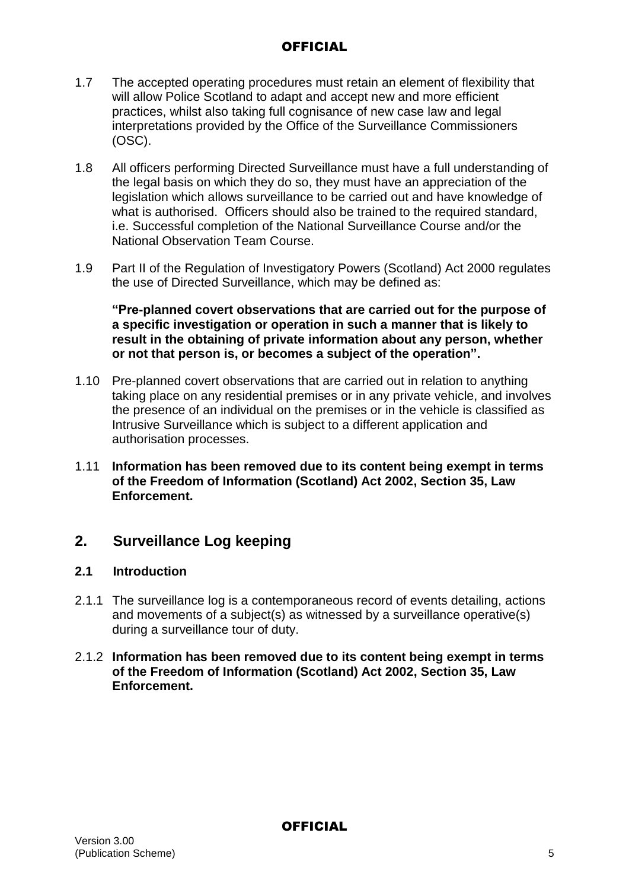1.7 The accepted operating procedures must retain an element of flexibility that will allow Police Scotland to adapt and accept new and more efficient practices, whilst also taking full cognisance of new case law and legal interpretations provided by the Office of the Surveillance Commissioners (OSC).

1.8 All officers performing Directed Surveillance must have a full understanding of the legal basis on which they do so, they must have an appreciation of the legislation which allows surveillance to be carried out and have knowledge of what is authorised. Officers should also be trained to the required standard, i.e. Successful completion of the National Surveillance Course and/or the National Observation Team Course.

1.9 Part II of the Regulation of Investigatory Powers (Scotland) Act 2000 regulates the use of Directed Surveillance, which may be defined as:

**"Pre-planned covert observations that are carried out for the purpose of a specific investigation or operation in such a manner that is likely to result in the obtaining of private information about any person, whether or not that person is, or becomes a subject of the operation".**

1.10 Pre-planned covert observations that are carried out in relation to anything taking place on any residential premises or in any private vehicle, and involves the presence of an individual on the premises or in the vehicle is classified as Intrusive Surveillance which is subject to a different application and authorisation processes.

1.11 **Information has been removed due to its content being exempt in terms of the Freedom of Information (Scotland) Act 2002, Section 35, Law Enforcement.**

## 2. Surveillance Log keeping

### 2.1 Introduction

2.1.1 The surveillance log is a contemporaneous record of events detailing, actions and movements of a subject(s) as witnessed by a surveillance operative(s) during a surveillance tour of duty.

2.1.2 **Information has been removed due to its content being exempt in terms of the Freedom of Information (Scotland) Act 2002, Section 35, Law Enforcement.**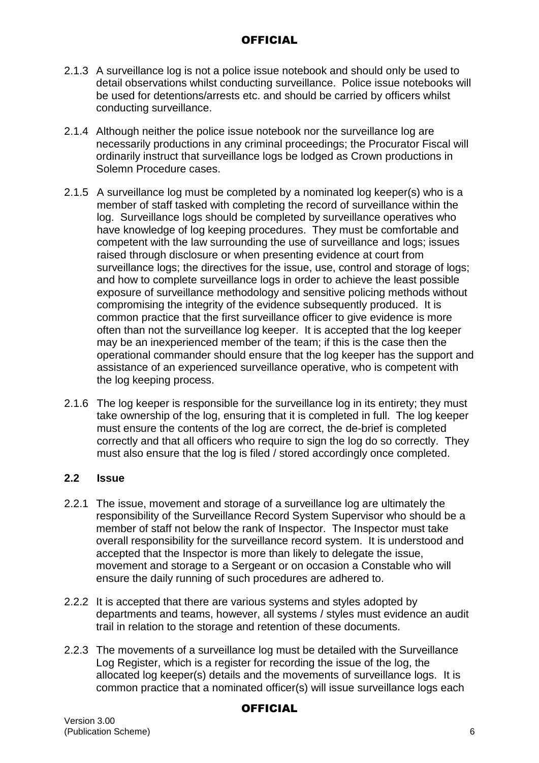2.1.3 A surveillance log is not a police issue notebook and should only be used to detail observations whilst conducting surveillance. Police issue notebooks will be used for detentions/arrests etc. and should be carried by officers whilst conducting surveillance.

2.1.4 Although neither the police issue notebook nor the surveillance log are necessarily productions in any criminal proceedings; the Procurator Fiscal will ordinarily instruct that surveillance logs be lodged as Crown productions in Solemn Procedure cases.

2.1.5 A surveillance log must be completed by a nominated log keeper(s) who is a member of staff tasked with completing the record of surveillance within the log. Surveillance logs should be completed by surveillance operatives who have knowledge of log keeping procedures. They must be comfortable and competent with the law surrounding the use of surveillance and logs; issues raised through disclosure or when presenting evidence at court from surveillance logs; the directives for the issue, use, control and storage of logs; and how to complete surveillance logs in order to achieve the least possible exposure of surveillance methodology and sensitive policing methods without compromising the integrity of the evidence subsequently produced. It is common practice that the first surveillance officer to give evidence is more often than not the surveillance log keeper. It is accepted that the log keeper may be an inexperienced member of the team; if this is the case then the operational commander should ensure that the log keeper has the support and assistance of an experienced surveillance operative, who is competent with the log keeping process.

2.1.6 The log keeper is responsible for the surveillance log in its entirety; they must take ownership of the log, ensuring that it is completed in full. The log keeper must ensure the contents of the log are correct, the de-brief is completed correctly and that all officers who require to sign the log do so correctly. They must also ensure that the log is filed / stored accordingly once completed.

## 2.2 Issue

2.2.1 The issue, movement and storage of a surveillance log are ultimately the responsibility of the Surveillance Record System Supervisor who should be a member of staff not below the rank of Inspector. The Inspector must take overall responsibility for the surveillance record system. It is understood and accepted that the Inspector is more than likely to delegate the issue, movement and storage to a Sergeant or on occasion a Constable who will ensure the daily running of such procedures are adhered to.

2.2.2 It is accepted that there are various systems and styles adopted by departments and teams, however, all systems / styles must evidence an audit trail in relation to the storage and retention of these documents.

2.2.3 The movements of a surveillance log must be detailed with the Surveillance Log Register, which is a register for recording the issue of the log, the allocated log keeper(s) details and the movements of surveillance logs. It is common practice that a nominated officer(s) will issue surveillance logs each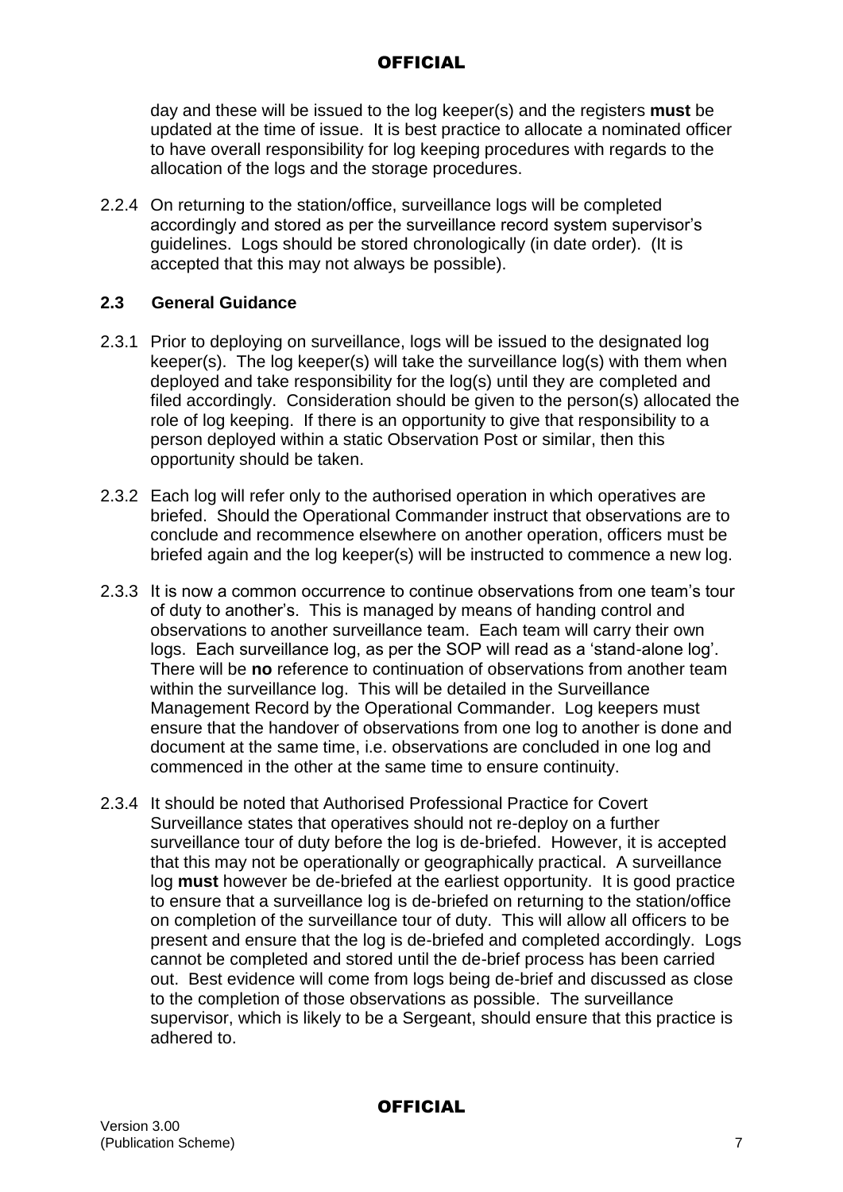day and these will be issued to the log keeper(s) and the registers **must** be updated at the time of issue. It is best practice to allocate a nominated officer to have overall responsibility for log keeping procedures with regards to the allocation of the logs and the storage procedures.

2.2.4 On returning to the station/office, surveillance logs will be completed accordingly and stored as per the surveillance record system supervisor's guidelines. Logs should be stored chronologically (in date order). (It is accepted that this may not always be possible).

## 2.3 General Guidance

2.3.1 Prior to deploying on surveillance, logs will be issued to the designated log keeper(s). The log keeper(s) will take the surveillance log(s) with them when deployed and take responsibility for the log(s) until they are completed and filed accordingly. Consideration should be given to the person(s) allocated the role of log keeping. If there is an opportunity to give that responsibility to a person deployed within a static Observation Post or similar, then this opportunity should be taken.

2.3.2 Each log will refer only to the authorised operation in which operatives are briefed. Should the Operational Commander instruct that observations are to conclude and recommence elsewhere on another operation, officers must be briefed again and the log keeper(s) will be instructed to commence a new log.

2.3.3 It is now a common occurrence to continue observations from one team's tour of duty to another's. This is managed by means of handing control and observations to another surveillance team. Each team will carry their own logs. Each surveillance log, as per the SOP will read as a 'stand-alone log'. There will be **no** reference to continuation of observations from another team within the surveillance log. This will be detailed in the Surveillance Management Record by the Operational Commander. Log keepers must ensure that the handover of observations from one log to another is done and document at the same time, i.e. observations are concluded in one log and commenced in the other at the same time to ensure continuity.

2.3.4 It should be noted that Authorised Professional Practice for Covert Surveillance states that operatives should not re-deploy on a further surveillance tour of duty before the log is de-briefed. However, it is accepted that this may not be operationally or geographically practical. A surveillance log **must** however be de-briefed at the earliest opportunity. It is good practice to ensure that a surveillance log is de-briefed on returning to the station/office on completion of the surveillance tour of duty. This will allow all officers to be present and ensure that the log is de-briefed and completed accordingly. Logs cannot be completed and stored until the de-brief process has been carried out. Best evidence will come from logs being de-brief and discussed as close to the completion of those observations as possible. The surveillance supervisor, which is likely to be a Sergeant, should ensure that this practice is adhered to.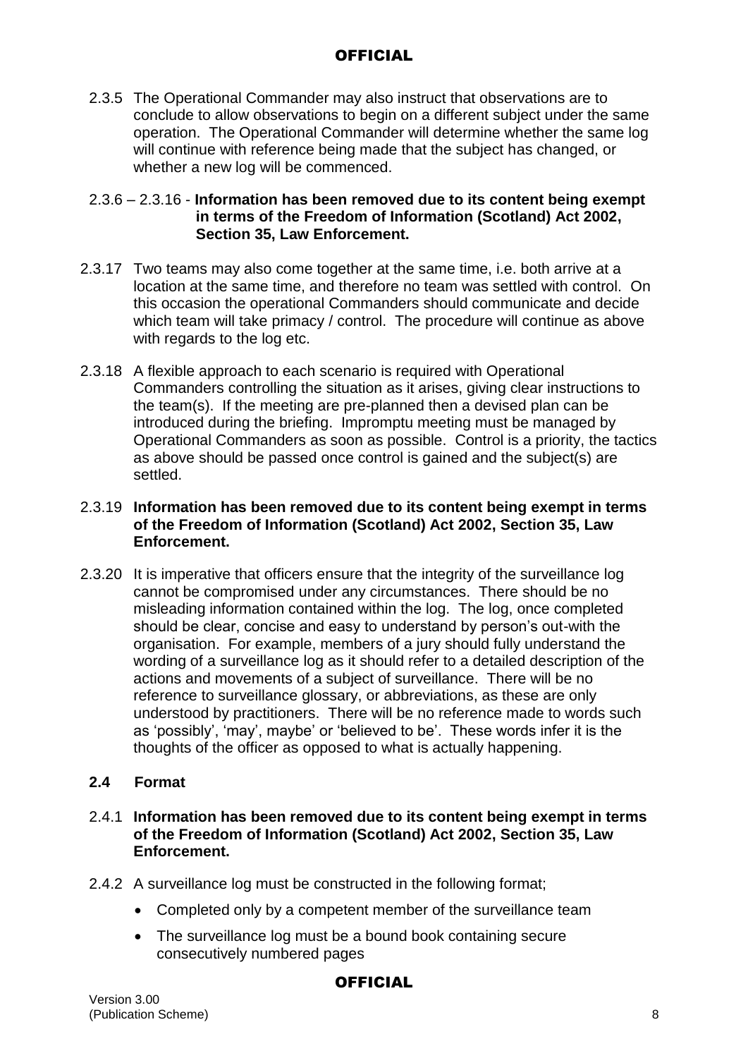2.3.5 The Operational Commander may also instruct that observations are to conclude to allow observations to begin on a different subject under the same operation. The Operational Commander will determine whether the same log will continue with reference being made that the subject has changed, or whether a new log will be commenced.

2.3.6 – 2.3.16 - **Information has been removed due to its content being exempt in terms of the Freedom of Information (Scotland) Act 2002, Section 35, Law Enforcement.**

2.3.17 Two teams may also come together at the same time, i.e. both arrive at a location at the same time, and therefore no team was settled with control. On this occasion the operational Commanders should communicate and decide which team will take primacy / control. The procedure will continue as above with regards to the log etc.

2.3.18 A flexible approach to each scenario is required with Operational Commanders controlling the situation as it arises, giving clear instructions to the team(s). If the meeting are pre-planned then a devised plan can be introduced during the briefing. Impromptu meeting must be managed by Operational Commanders as soon as possible. Control is a priority, the tactics as above should be passed once control is gained and the subject(s) are settled.

2.3.19 **Information has been removed due to its content being exempt in terms of the Freedom of Information (Scotland) Act 2002, Section 35, Law Enforcement.**

2.3.20 It is imperative that officers ensure that the integrity of the surveillance log cannot be compromised under any circumstances. There should be no misleading information contained within the log. The log, once completed should be clear, concise and easy to understand by person's out-with the organisation. For example, members of a jury should fully understand the wording of a surveillance log as it should refer to a detailed description of the actions and movements of a subject of surveillance. There will be no reference to surveillance glossary, or abbreviations, as these are only understood by practitioners. There will be no reference made to words such as 'possibly', 'may', maybe' or 'believed to be'. These words infer it is the thoughts of the officer as opposed to what is actually happening.

### 2.4 Format

2.4.1 **Information has been removed due to its content being exempt in terms of the Freedom of Information (Scotland) Act 2002, Section 35, Law Enforcement.**

2.4.2 A surveillance log must be constructed in the following format;

- Completed only by a competent member of the surveillance team
- The surveillance log must be a bound book containing secure consecutively numbered pages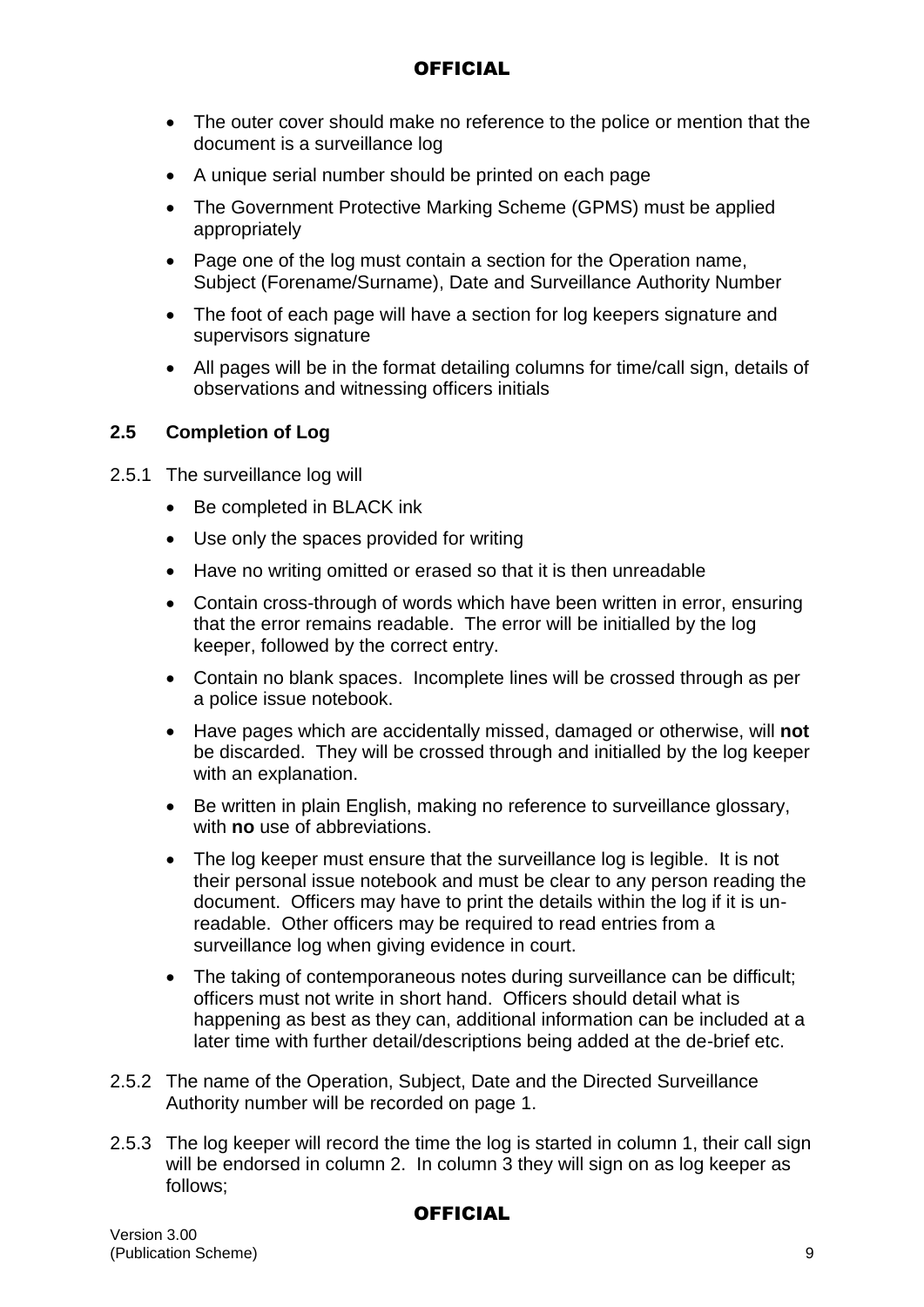- The outer cover should make no reference to the police or mention that the document is a surveillance log
- A unique serial number should be printed on each page
- The Government Protective Marking Scheme (GPMS) must be applied appropriately
- Page one of the log must contain a section for the Operation name, Subject (Forename/Surname), Date and Surveillance Authority Number
- The foot of each page will have a section for log keepers signature and supervisors signature
- All pages will be in the format detailing columns for time/call sign, details of observations and witnessing officers initials

## 2.5 Completion of Log

2.5.1 The surveillance log will

- Be completed in BLACK ink
- Use only the spaces provided for writing
- Have no writing omitted or erased so that it is then unreadable
- Contain cross-through of words which have been written in error, ensuring that the error remains readable. The error will be initialled by the log keeper, followed by the correct entry.
- Contain no blank spaces. Incomplete lines will be crossed through as per a police issue notebook.
- Have pages which are accidentally missed, damaged or otherwise, will **not** be discarded. They will be crossed through and initialled by the log keeper with an explanation.
- Be written in plain English, making no reference to surveillance glossary, with **no** use of abbreviations.
- The log keeper must ensure that the surveillance log is legible. It is not their personal issue notebook and must be clear to any person reading the document. Officers may have to print the details within the log if it is un-readable. Other officers may be required to read entries from a surveillance log when giving evidence in court.
- The taking of contemporaneous notes during surveillance can be difficult; officers must not write in short hand. Officers should detail what is happening as best as they can, additional information can be included at a later time with further detail/descriptions being added at the de-brief etc.

2.5.2 The name of the Operation, Subject, Date and the Directed Surveillance Authority number will be recorded on page 1.

2.5.3 The log keeper will record the time the log is started in column 1, their call sign will be endorsed in column 2. In column 3 they will sign on as log keeper as follows;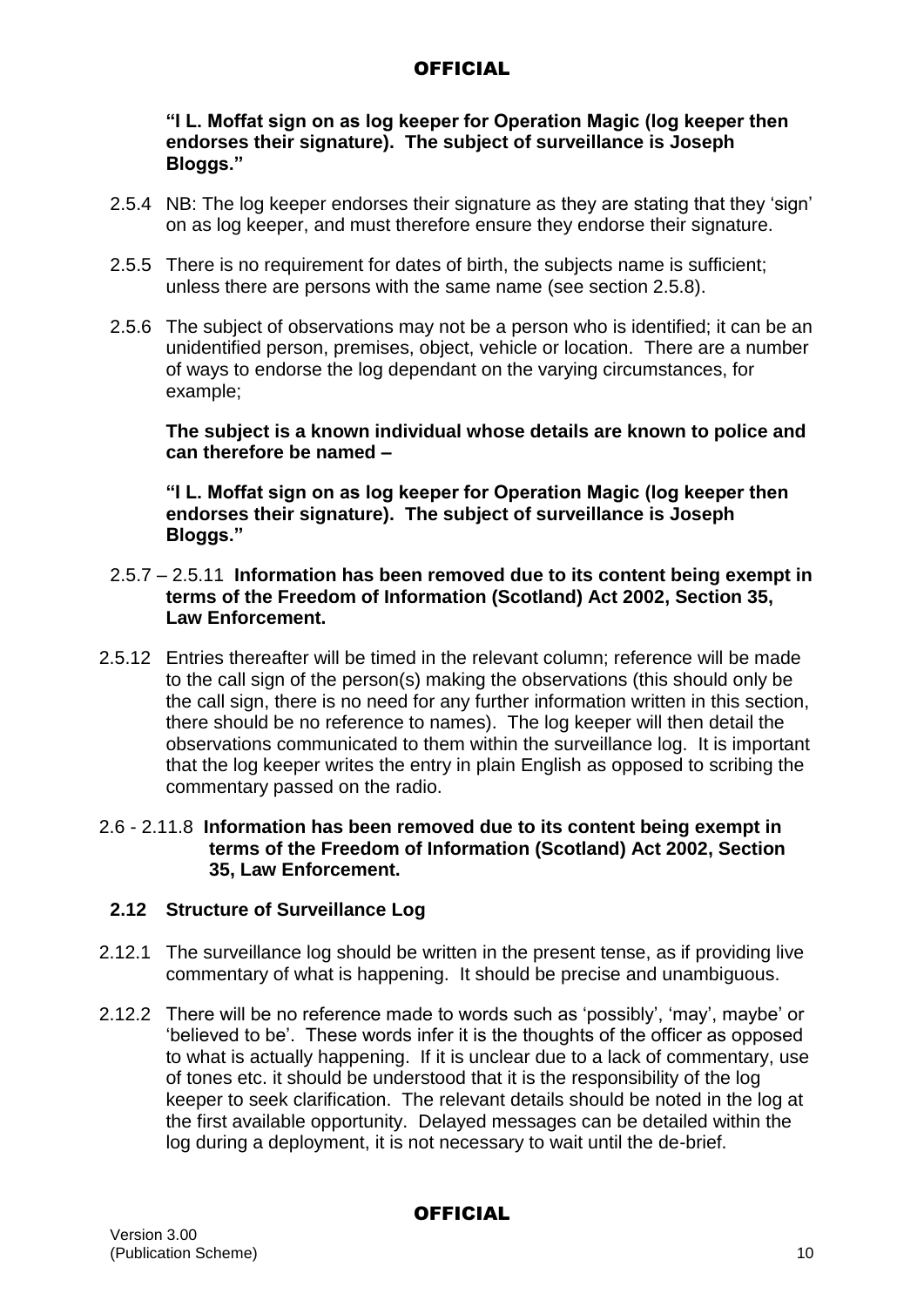**"I L. Moffat sign on as log keeper for Operation Magic (log keeper then endorses their signature). The subject of surveillance is Joseph Bloggs."**

2.5.4 NB: The log keeper endorses their signature as they are stating that they 'sign' on as log keeper, and must therefore ensure they endorse their signature.

2.5.5 There is no requirement for dates of birth, the subjects name is sufficient; unless there are persons with the same name (see section 2.5.8).

2.5.6 The subject of observations may not be a person who is identified; it can be an unidentified person, premises, object, vehicle or location. There are a number of ways to endorse the log dependant on the varying circumstances, for example;

**The subject is a known individual whose details are known to police and can therefore be named –**

**"I L. Moffat sign on as log keeper for Operation Magic (log keeper then endorses their signature). The subject of surveillance is Joseph Bloggs."**

2.5.7 – 2.5.11 **Information has been removed due to its content being exempt in terms of the Freedom of Information (Scotland) Act 2002, Section 35, Law Enforcement.**

2.5.12 Entries thereafter will be timed in the relevant column; reference will be made to the call sign of the person(s) making the observations (this should only be the call sign, there is no need for any further information written in this section, there should be no reference to names). The log keeper will then detail the observations communicated to them within the surveillance log. It is important that the log keeper writes the entry in plain English as opposed to scribing the commentary passed on the radio.

2.6 - 2.11.8 **Information has been removed due to its content being exempt in terms of the Freedom of Information (Scotland) Act 2002, Section 35, Law Enforcement.**

## 2.12 Structure of Surveillance Log

2.12.1 The surveillance log should be written in the present tense, as if providing live commentary of what is happening. It should be precise and unambiguous.

2.12.2 There will be no reference made to words such as 'possibly', 'may', maybe' or 'believed to be'. These words infer it is the thoughts of the officer as opposed to what is actually happening. If it is unclear due to a lack of commentary, use of tones etc. it should be understood that it is the responsibility of the log keeper to seek clarification. The relevant details should be noted in the log at the first available opportunity. Delayed messages can be detailed within the log during a deployment, it is not necessary to wait until the de-brief.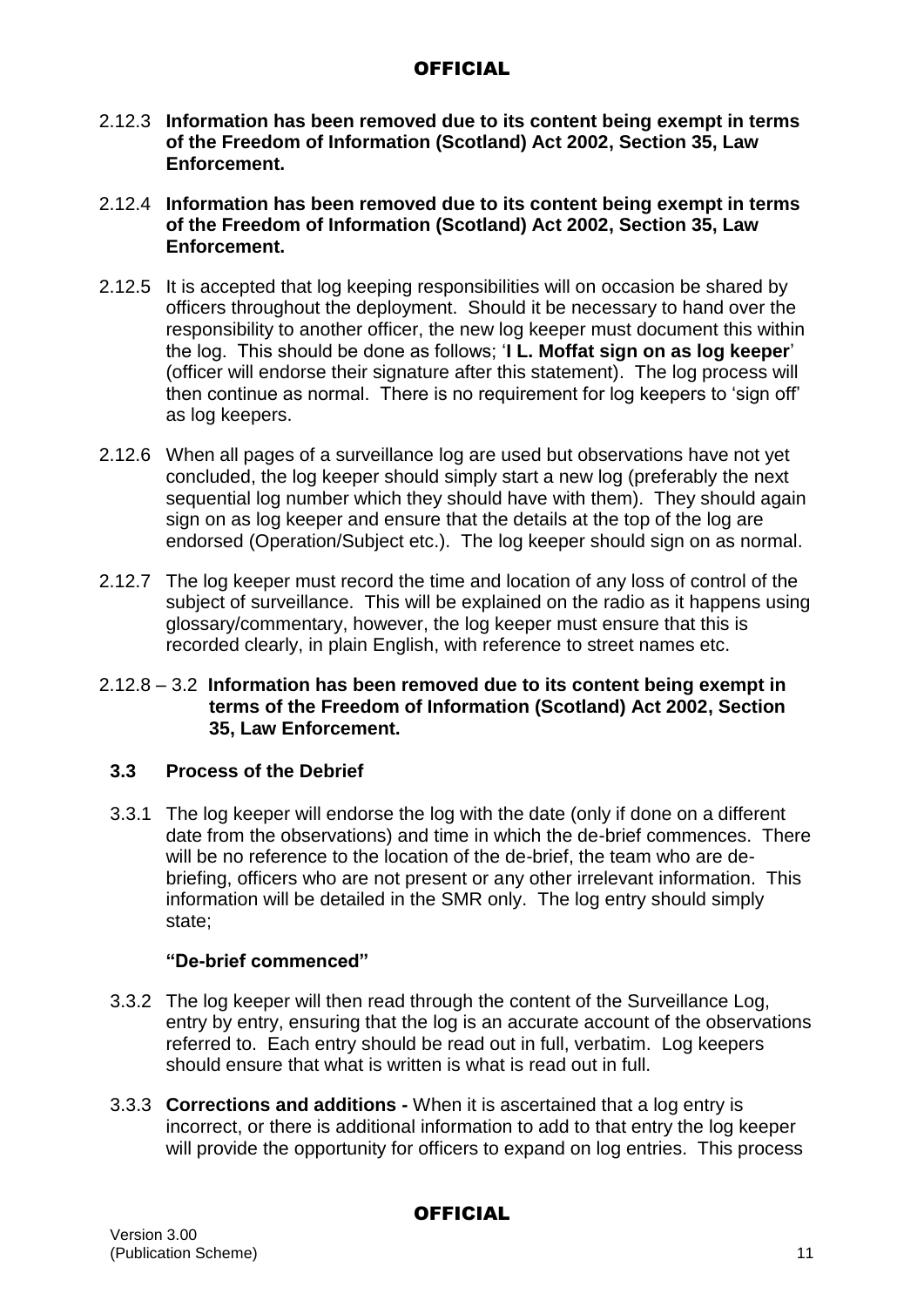2.12.3 **Information has been removed due to its content being exempt in terms of the Freedom of Information (Scotland) Act 2002, Section 35, Law Enforcement.**

2.12.4 **Information has been removed due to its content being exempt in terms of the Freedom of Information (Scotland) Act 2002, Section 35, Law Enforcement.**

2.12.5 It is accepted that log keeping responsibilities will on occasion be shared by officers throughout the deployment. Should it be necessary to hand over the responsibility to another officer, the new log keeper must document this within the log. This should be done as follows; '**I L. Moffat sign on as log keeper**' (officer will endorse their signature after this statement). The log process will then continue as normal. There is no requirement for log keepers to 'sign off' as log keepers.

2.12.6 When all pages of a surveillance log are used but observations have not yet concluded, the log keeper should simply start a new log (preferably the next sequential log number which they should have with them). They should again sign on as log keeper and ensure that the details at the top of the log are endorsed (Operation/Subject etc.). The log keeper should sign on as normal.

2.12.7 The log keeper must record the time and location of any loss of control of the subject of surveillance. This will be explained on the radio as it happens using glossary/commentary, however, the log keeper must ensure that this is recorded clearly, in plain English, with reference to street names etc.

2.12.8 – 3.2 **Information has been removed due to its content being exempt in terms of the Freedom of Information (Scotland) Act 2002, Section 35, Law Enforcement.**

### 3.3 Process of the Debrief

3.3.1 The log keeper will endorse the log with the date (only if done on a different date from the observations) and time in which the de-brief commences. There will be no reference to the location of the de-brief, the team who are de-briefing, officers who are not present or any other irrelevant information. This information will be detailed in the SMR only. The log entry should simply state;

**"De-brief commenced"**

3.3.2 The log keeper will then read through the content of the Surveillance Log, entry by entry, ensuring that the log is an accurate account of the observations referred to. Each entry should be read out in full, verbatim. Log keepers should ensure that what is written is what is read out in full.

3.3.3 **Corrections and additions -** When it is ascertained that a log entry is incorrect, or there is additional information to add to that entry the log keeper will provide the opportunity for officers to expand on log entries. This process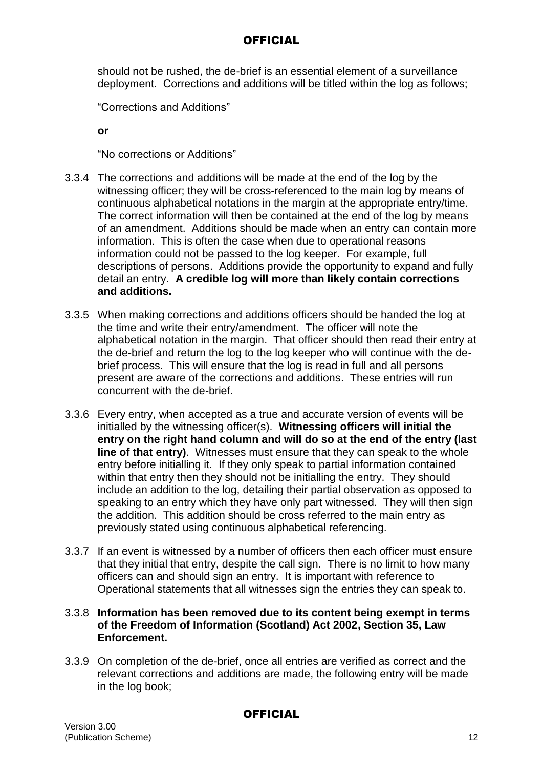should not be rushed, the de-brief is an essential element of a surveillance deployment. Corrections and additions will be titled within the log as follows;

"Corrections and Additions"

**or**

"No corrections or Additions"

3.3.4 The corrections and additions will be made at the end of the log by the witnessing officer; they will be cross-referenced to the main log by means of continuous alphabetical notations in the margin at the appropriate entry/time. The correct information will then be contained at the end of the log by means of an amendment. Additions should be made when an entry can contain more information. This is often the case when due to operational reasons information could not be passed to the log keeper. For example, full descriptions of persons. Additions provide the opportunity to expand and fully detail an entry. **A credible log will more than likely contain corrections and additions.**

3.3.5 When making corrections and additions officers should be handed the log at the time and write their entry/amendment. The officer will note the alphabetical notation in the margin. That officer should then read their entry at the de-brief and return the log to the log keeper who will continue with the de-brief process. This will ensure that the log is read in full and all persons present are aware of the corrections and additions. These entries will run concurrent with the de-brief.

3.3.6 Every entry, when accepted as a true and accurate version of events will be initialled by the witnessing officer(s). **Witnessing officers will initial the entry on the right hand column and will do so at the end of the entry (last line of that entry)**. Witnesses must ensure that they can speak to the whole entry before initialling it. If they only speak to partial information contained within that entry then they should not be initialling the entry. They should include an addition to the log, detailing their partial observation as opposed to speaking to an entry which they have only part witnessed. They will then sign the addition. This addition should be cross referred to the main entry as previously stated using continuous alphabetical referencing.

3.3.7 If an event is witnessed by a number of officers then each officer must ensure that they initial that entry, despite the call sign. There is no limit to how many officers can and should sign an entry. It is important with reference to Operational statements that all witnesses sign the entries they can speak to.

3.3.8 **Information has been removed due to its content being exempt in terms of the Freedom of Information (Scotland) Act 2002, Section 35, Law Enforcement.**

3.3.9 On completion of the de-brief, once all entries are verified as correct and the relevant corrections and additions are made, the following entry will be made in the log book;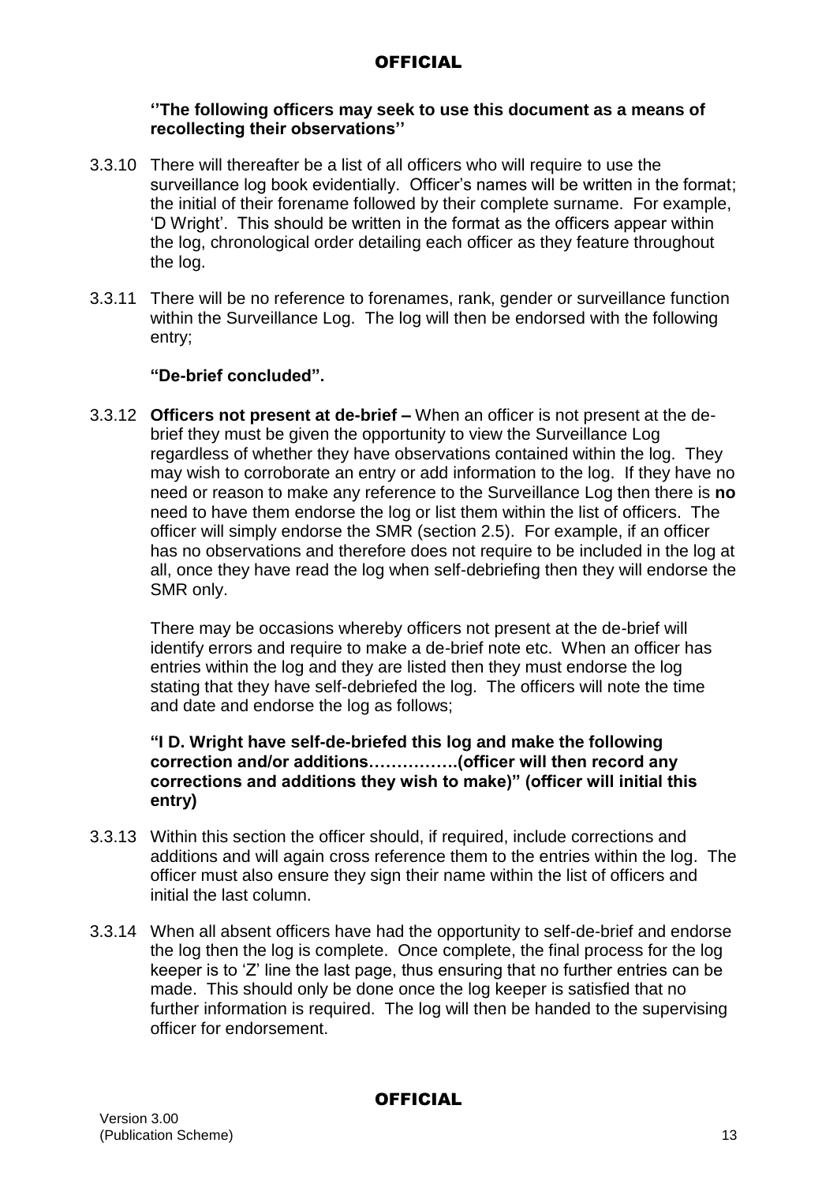**''The following officers may seek to use this document as a means of recollecting their observations''**

3.3.10 There will thereafter be a list of all officers who will require to use the surveillance log book evidentially. Officer's names will be written in the format; the initial of their forename followed by their complete surname. For example, 'D Wright'. This should be written in the format as the officers appear within the log, chronological order detailing each officer as they feature throughout the log.

3.3.11 There will be no reference to forenames, rank, gender or surveillance function within the Surveillance Log. The log will then be endorsed with the following entry;

**"De-brief concluded".**

3.3.12 **Officers not present at de-brief –** When an officer is not present at the de-brief they must be given the opportunity to view the Surveillance Log regardless of whether they have observations contained within the log. They may wish to corroborate an entry or add information to the log. If they have no need or reason to make any reference to the Surveillance Log then there is **no** need to have them endorse the log or list them within the list of officers. The officer will simply endorse the SMR (section 2.5). For example, if an officer has no observations and therefore does not require to be included in the log at all, once they have read the log when self-debriefing then they will endorse the SMR only.

There may be occasions whereby officers not present at the de-brief will identify errors and require to make a de-brief note etc. When an officer has entries within the log and they are listed then they must endorse the log stating that they have self-debriefed the log. The officers will note the time and date and endorse the log as follows;

**"I D. Wright have self-de-briefed this log and make the following correction and/or additions…………….(officer will then record any corrections and additions they wish to make)" (officer will initial this entry)**

3.3.13 Within this section the officer should, if required, include corrections and additions and will again cross reference them to the entries within the log. The officer must also ensure they sign their name within the list of officers and initial the last column.

3.3.14 When all absent officers have had the opportunity to self-de-brief and endorse the log then the log is complete. Once complete, the final process for the log keeper is to 'Z' line the last page, thus ensuring that no further entries can be made. This should only be done once the log keeper is satisfied that no further information is required. The log will then be handed to the supervising officer for endorsement.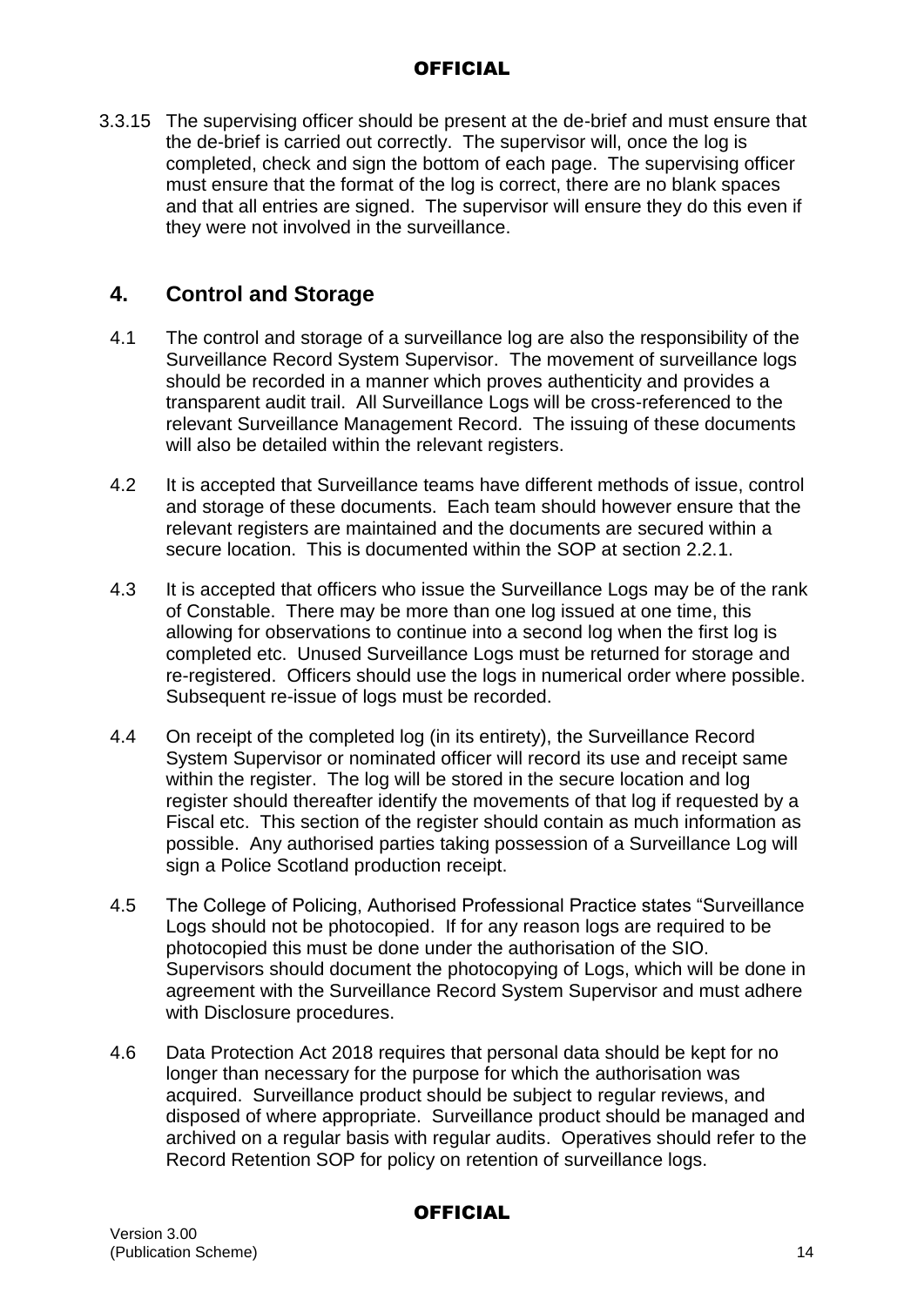3.3.15 The supervising officer should be present at the de-brief and must ensure that the de-brief is carried out correctly. The supervisor will, once the log is completed, check and sign the bottom of each page. The supervising officer must ensure that the format of the log is correct, there are no blank spaces and that all entries are signed. The supervisor will ensure they do this even if they were not involved in the surveillance.

## 4. Control and Storage

4.1 The control and storage of a surveillance log are also the responsibility of the Surveillance Record System Supervisor. The movement of surveillance logs should be recorded in a manner which proves authenticity and provides a transparent audit trail. All Surveillance Logs will be cross-referenced to the relevant Surveillance Management Record. The issuing of these documents will also be detailed within the relevant registers.

4.2 It is accepted that Surveillance teams have different methods of issue, control and storage of these documents. Each team should however ensure that the relevant registers are maintained and the documents are secured within a secure location. This is documented within the SOP at section 2.2.1.

4.3 It is accepted that officers who issue the Surveillance Logs may be of the rank of Constable. There may be more than one log issued at one time, this allowing for observations to continue into a second log when the first log is completed etc. Unused Surveillance Logs must be returned for storage and re-registered. Officers should use the logs in numerical order where possible. Subsequent re-issue of logs must be recorded.

4.4 On receipt of the completed log (in its entirety), the Surveillance Record System Supervisor or nominated officer will record its use and receipt same within the register. The log will be stored in the secure location and log register should thereafter identify the movements of that log if requested by a Fiscal etc. This section of the register should contain as much information as possible. Any authorised parties taking possession of a Surveillance Log will sign a Police Scotland production receipt.

4.5 The College of Policing, Authorised Professional Practice states "Surveillance Logs should not be photocopied. If for any reason logs are required to be photocopied this must be done under the authorisation of the SIO. Supervisors should document the photocopying of Logs, which will be done in agreement with the Surveillance Record System Supervisor and must adhere with Disclosure procedures.

4.6 Data Protection Act 2018 requires that personal data should be kept for no longer than necessary for the purpose for which the authorisation was acquired. Surveillance product should be subject to regular reviews, and disposed of where appropriate. Surveillance product should be managed and archived on a regular basis with regular audits. Operatives should refer to the Record Retention SOP for policy on retention of surveillance logs.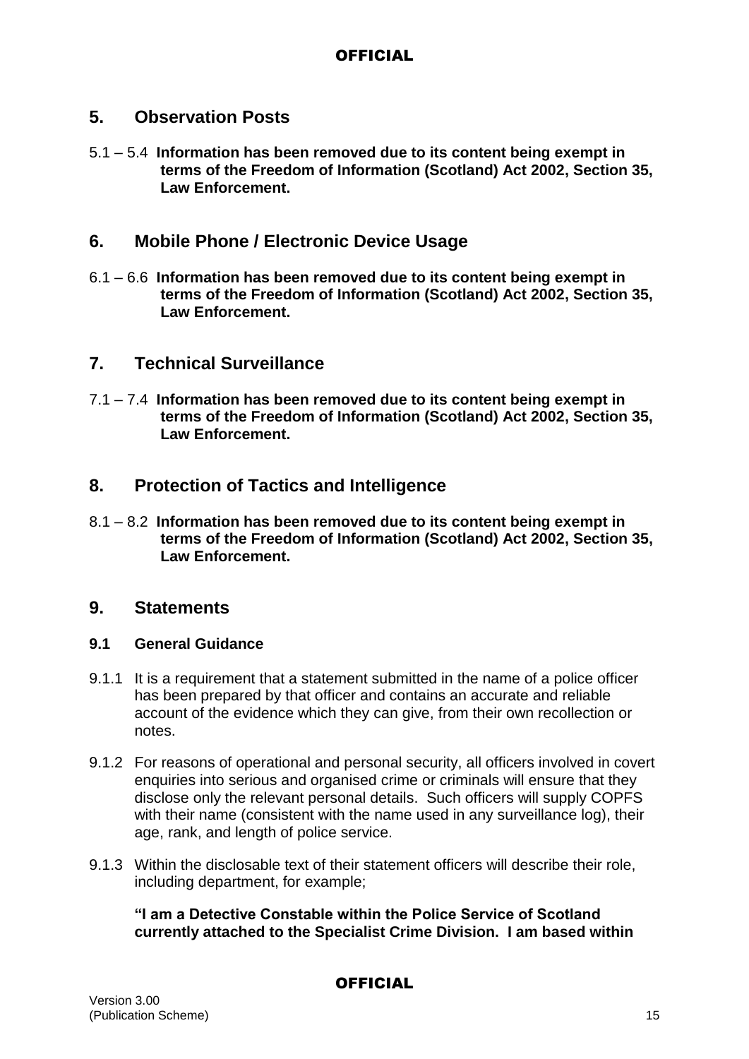## 5. Observation Posts

5.1 – 5.4 **Information has been removed due to its content being exempt in terms of the Freedom of Information (Scotland) Act 2002, Section 35, Law Enforcement.**

## 6. Mobile Phone / Electronic Device Usage

6.1 – 6.6 **Information has been removed due to its content being exempt in terms of the Freedom of Information (Scotland) Act 2002, Section 35, Law Enforcement.**

## 7. Technical Surveillance

7.1 – 7.4 **Information has been removed due to its content being exempt in terms of the Freedom of Information (Scotland) Act 2002, Section 35, Law Enforcement.**

## 8. Protection of Tactics and Intelligence

8.1 – 8.2 **Information has been removed due to its content being exempt in terms of the Freedom of Information (Scotland) Act 2002, Section 35, Law Enforcement.**

## 9. Statements

### 9.1 General Guidance

9.1.1 It is a requirement that a statement submitted in the name of a police officer has been prepared by that officer and contains an accurate and reliable account of the evidence which they can give, from their own recollection or notes.

9.1.2 For reasons of operational and personal security, all officers involved in covert enquiries into serious and organised crime or criminals will ensure that they disclose only the relevant personal details. Such officers will supply COPFS with their name (consistent with the name used in any surveillance log), their age, rank, and length of police service.

9.1.3 Within the disclosable text of their statement officers will describe their role, including department, for example;

**"I am a Detective Constable within the Police Service of Scotland currently attached to the Specialist Crime Division. I am based within**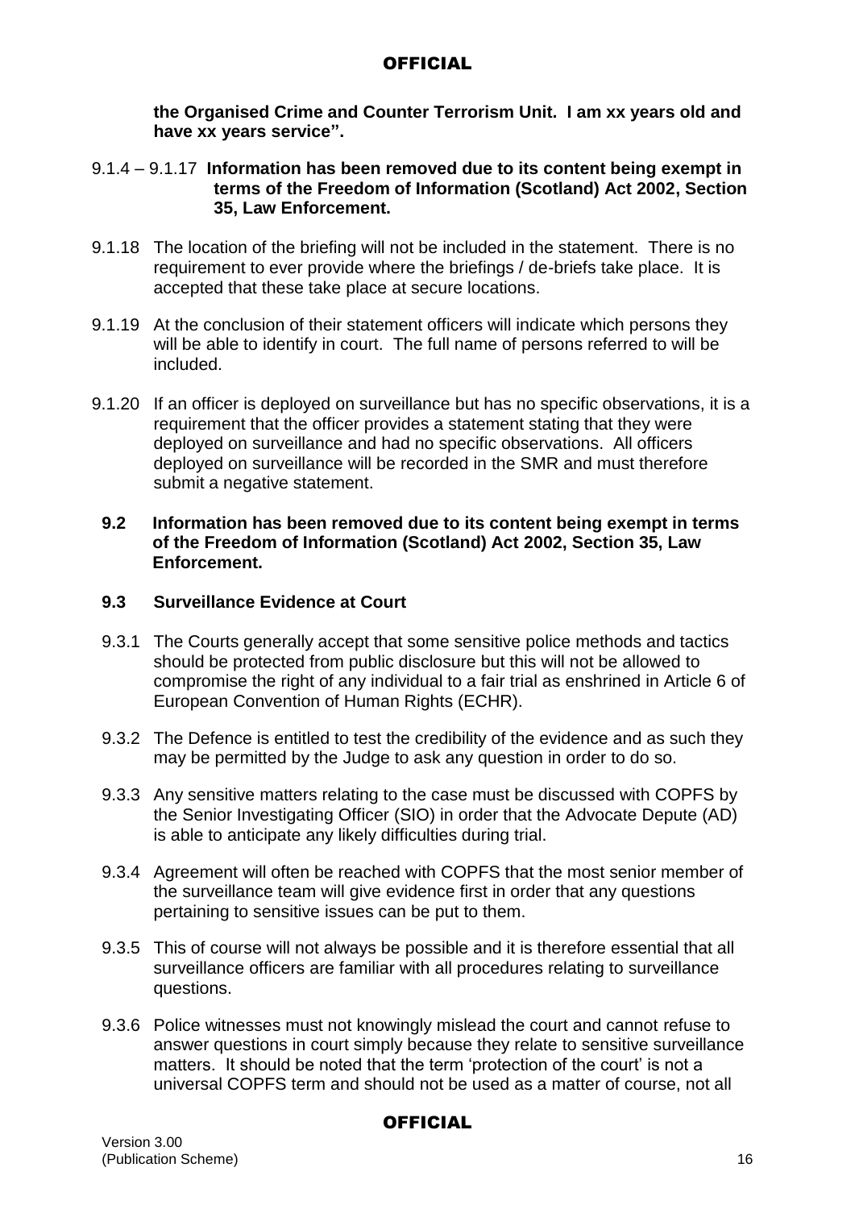**the Organised Crime and Counter Terrorism Unit. I am xx years old and have xx years service".**

9.1.4 – 9.1.17 **Information has been removed due to its content being exempt in terms of the Freedom of Information (Scotland) Act 2002, Section 35, Law Enforcement.**

9.1.18 The location of the briefing will not be included in the statement. There is no requirement to ever provide where the briefings / de-briefs take place. It is accepted that these take place at secure locations.

9.1.19 At the conclusion of their statement officers will indicate which persons they will be able to identify in court. The full name of persons referred to will be included.

9.1.20 If an officer is deployed on surveillance but has no specific observations, it is a requirement that the officer provides a statement stating that they were deployed on surveillance and had no specific observations. All officers deployed on surveillance will be recorded in the SMR and must therefore submit a negative statement.

**9.2 Information has been removed due to its content being exempt in terms of the Freedom of Information (Scotland) Act 2002, Section 35, Law Enforcement.**

### 9.3 Surveillance Evidence at Court

9.3.1 The Courts generally accept that some sensitive police methods and tactics should be protected from public disclosure but this will not be allowed to compromise the right of any individual to a fair trial as enshrined in Article 6 of European Convention of Human Rights (ECHR).

9.3.2 The Defence is entitled to test the credibility of the evidence and as such they may be permitted by the Judge to ask any question in order to do so.

9.3.3 Any sensitive matters relating to the case must be discussed with COPFS by the Senior Investigating Officer (SIO) in order that the Advocate Depute (AD) is able to anticipate any likely difficulties during trial.

9.3.4 Agreement will often be reached with COPFS that the most senior member of the surveillance team will give evidence first in order that any questions pertaining to sensitive issues can be put to them.

9.3.5 This of course will not always be possible and it is therefore essential that all surveillance officers are familiar with all procedures relating to surveillance questions.

9.3.6 Police witnesses must not knowingly mislead the court and cannot refuse to answer questions in court simply because they relate to sensitive surveillance matters. It should be noted that the term 'protection of the court' is not a universal COPFS term and should not be used as a matter of course, not all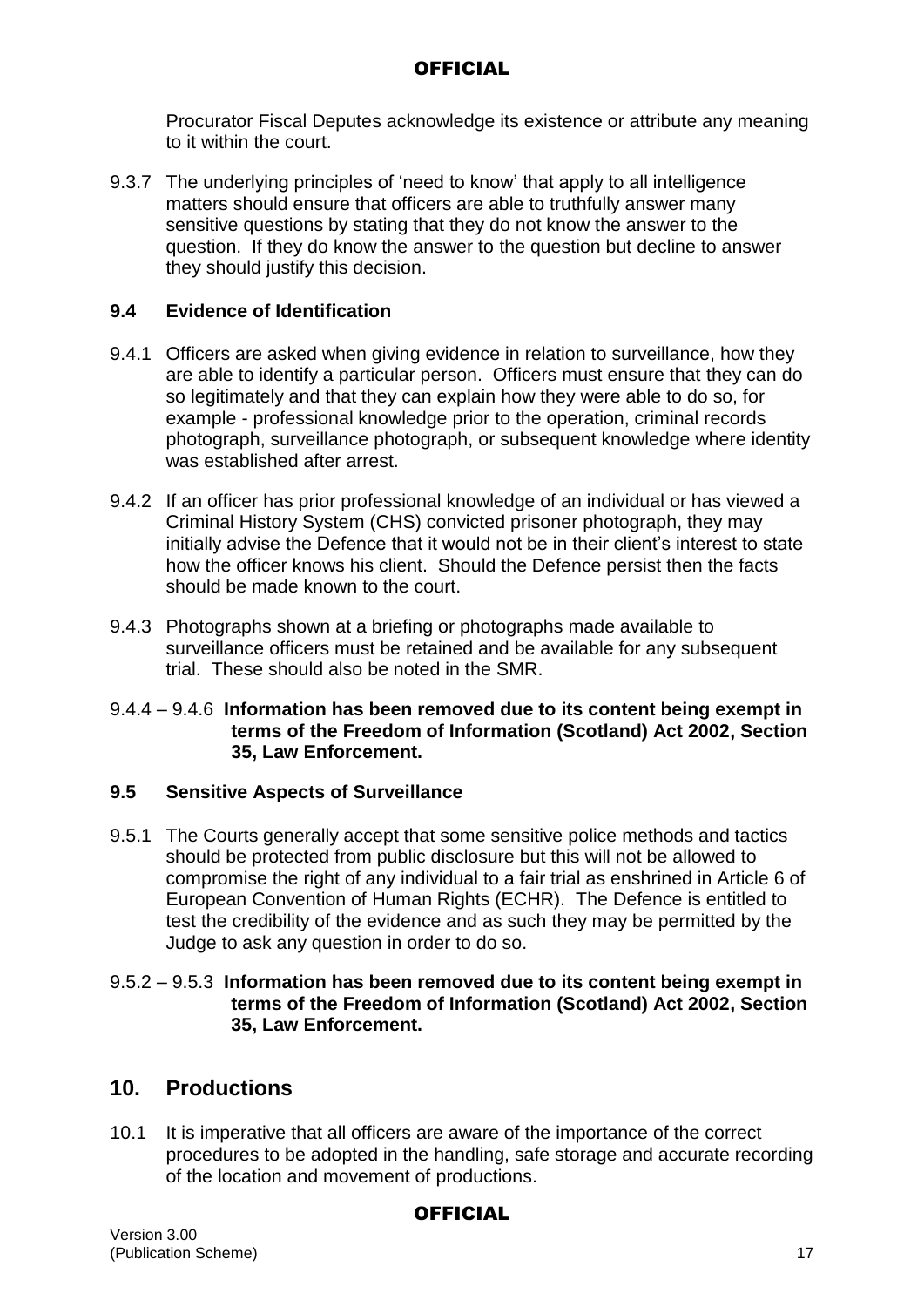Procurator Fiscal Deputes acknowledge its existence or attribute any meaning to it within the court.

9.3.7 The underlying principles of 'need to know' that apply to all intelligence matters should ensure that officers are able to truthfully answer many sensitive questions by stating that they do not know the answer to the question. If they do know the answer to the question but decline to answer they should justify this decision.

### 9.4 Evidence of Identification

9.4.1 Officers are asked when giving evidence in relation to surveillance, how they are able to identify a particular person. Officers must ensure that they can do so legitimately and that they can explain how they were able to do so, for example - professional knowledge prior to the operation, criminal records photograph, surveillance photograph, or subsequent knowledge where identity was established after arrest.

9.4.2 If an officer has prior professional knowledge of an individual or has viewed a Criminal History System (CHS) convicted prisoner photograph, they may initially advise the Defence that it would not be in their client's interest to state how the officer knows his client. Should the Defence persist then the facts should be made known to the court.

9.4.3 Photographs shown at a briefing or photographs made available to surveillance officers must be retained and be available for any subsequent trial. These should also be noted in the SMR.

9.4.4 – 9.4.6 **Information has been removed due to its content being exempt in terms of the Freedom of Information (Scotland) Act 2002, Section 35, Law Enforcement.**

### 9.5 Sensitive Aspects of Surveillance

9.5.1 The Courts generally accept that some sensitive police methods and tactics should be protected from public disclosure but this will not be allowed to compromise the right of any individual to a fair trial as enshrined in Article 6 of European Convention of Human Rights (ECHR). The Defence is entitled to test the credibility of the evidence and as such they may be permitted by the Judge to ask any question in order to do so.

9.5.2 – 9.5.3 **Information has been removed due to its content being exempt in terms of the Freedom of Information (Scotland) Act 2002, Section 35, Law Enforcement.**

## 10. Productions

10.1 It is imperative that all officers are aware of the importance of the correct procedures to be adopted in the handling, safe storage and accurate recording of the location and movement of productions.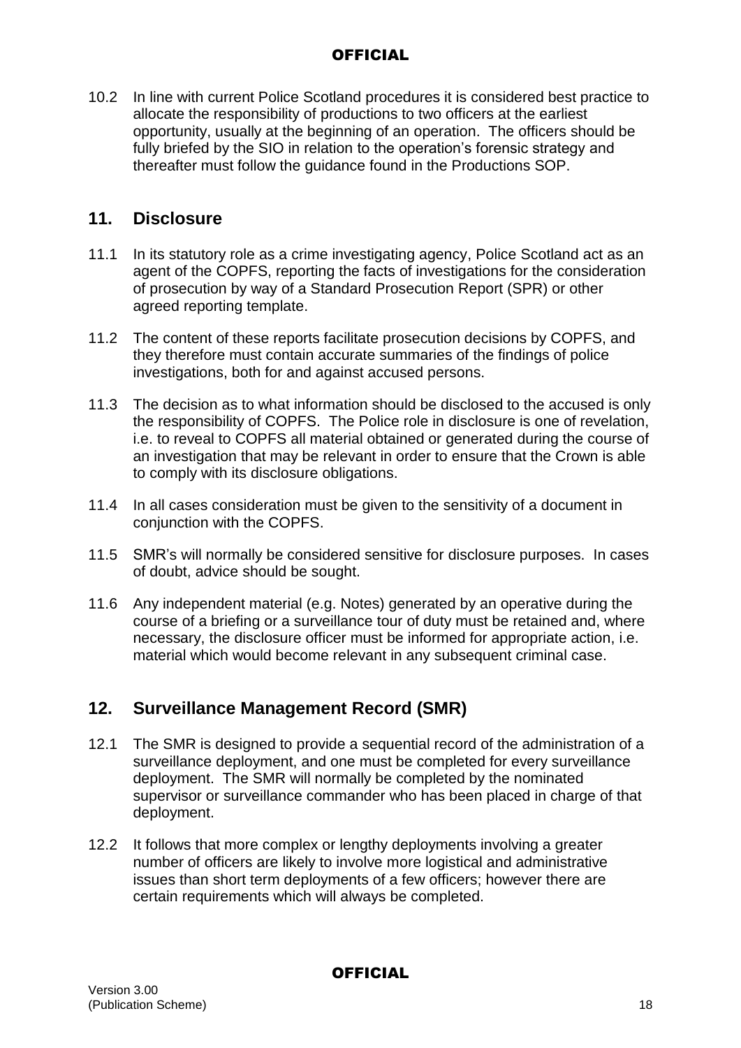10.2 In line with current Police Scotland procedures it is considered best practice to allocate the responsibility of productions to two officers at the earliest opportunity, usually at the beginning of an operation. The officers should be fully briefed by the SIO in relation to the operation's forensic strategy and thereafter must follow the guidance found in the Productions SOP.

## 11. Disclosure

11.1 In its statutory role as a crime investigating agency, Police Scotland act as an agent of the COPFS, reporting the facts of investigations for the consideration of prosecution by way of a Standard Prosecution Report (SPR) or other agreed reporting template.

11.2 The content of these reports facilitate prosecution decisions by COPFS, and they therefore must contain accurate summaries of the findings of police investigations, both for and against accused persons.

11.3 The decision as to what information should be disclosed to the accused is only the responsibility of COPFS. The Police role in disclosure is one of revelation, i.e. to reveal to COPFS all material obtained or generated during the course of an investigation that may be relevant in order to ensure that the Crown is able to comply with its disclosure obligations.

11.4 In all cases consideration must be given to the sensitivity of a document in conjunction with the COPFS.

11.5 SMR's will normally be considered sensitive for disclosure purposes. In cases of doubt, advice should be sought.

11.6 Any independent material (e.g. Notes) generated by an operative during the course of a briefing or a surveillance tour of duty must be retained and, where necessary, the disclosure officer must be informed for appropriate action, i.e. material which would become relevant in any subsequent criminal case.

## 12. Surveillance Management Record (SMR)

12.1 The SMR is designed to provide a sequential record of the administration of a surveillance deployment, and one must be completed for every surveillance deployment. The SMR will normally be completed by the nominated supervisor or surveillance commander who has been placed in charge of that deployment.

12.2 It follows that more complex or lengthy deployments involving a greater number of officers are likely to involve more logistical and administrative issues than short term deployments of a few officers; however there are certain requirements which will always be completed.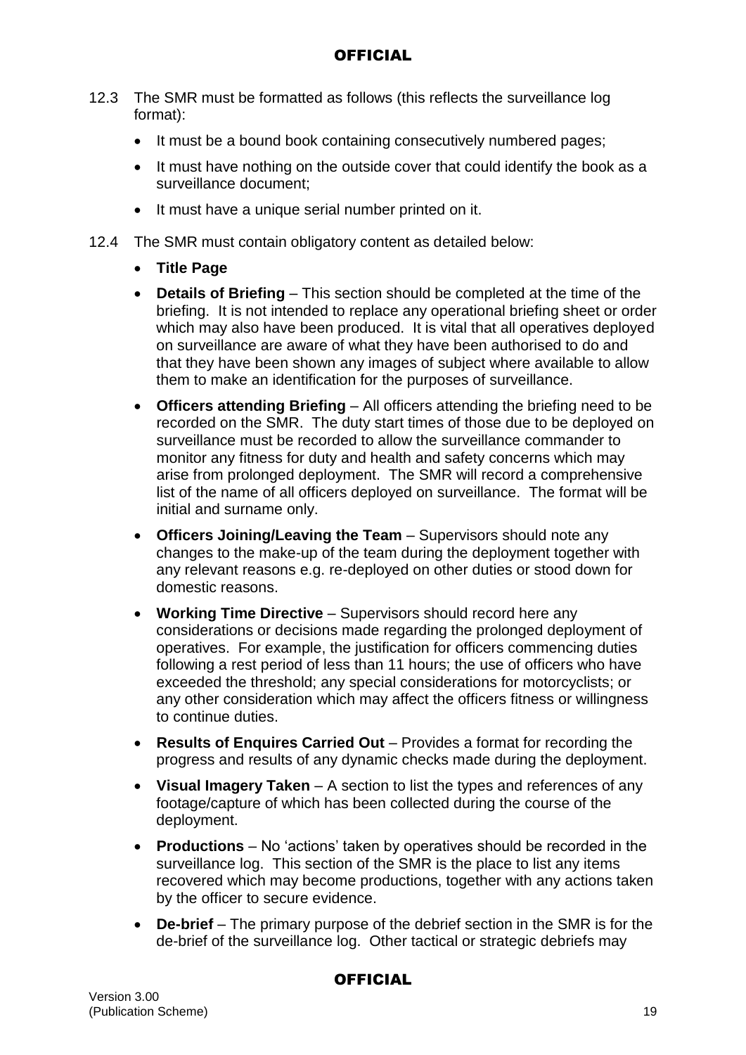12.3 The SMR must be formatted as follows (this reflects the surveillance log format):

- It must be a bound book containing consecutively numbered pages;
- It must have nothing on the outside cover that could identify the book as a surveillance document;
- It must have a unique serial number printed on it.

12.4 The SMR must contain obligatory content as detailed below:

- **Title Page**
- **Details of Briefing** – This section should be completed at the time of the briefing. It is not intended to replace any operational briefing sheet or order which may also have been produced. It is vital that all operatives deployed on surveillance are aware of what they have been authorised to do and that they have been shown any images of subject where available to allow them to make an identification for the purposes of surveillance.
- **Officers attending Briefing** – All officers attending the briefing need to be recorded on the SMR. The duty start times of those due to be deployed on surveillance must be recorded to allow the surveillance commander to monitor any fitness for duty and health and safety concerns which may arise from prolonged deployment. The SMR will record a comprehensive list of the name of all officers deployed on surveillance. The format will be initial and surname only.
- **Officers Joining/Leaving the Team** – Supervisors should note any changes to the make-up of the team during the deployment together with any relevant reasons e.g. re-deployed on other duties or stood down for domestic reasons.
- **Working Time Directive** – Supervisors should record here any considerations or decisions made regarding the prolonged deployment of operatives. For example, the justification for officers commencing duties following a rest period of less than 11 hours; the use of officers who have exceeded the threshold; any special considerations for motorcyclists; or any other consideration which may affect the officers fitness or willingness to continue duties.
- **Results of Enquires Carried Out** – Provides a format for recording the progress and results of any dynamic checks made during the deployment.
- **Visual Imagery Taken** – A section to list the types and references of any footage/capture of which has been collected during the course of the deployment.
- **Productions** – No 'actions' taken by operatives should be recorded in the surveillance log. This section of the SMR is the place to list any items recovered which may become productions, together with any actions taken by the officer to secure evidence.
- **De-brief** – The primary purpose of the debrief section in the SMR is for the de-brief of the surveillance log. Other tactical or strategic debriefs may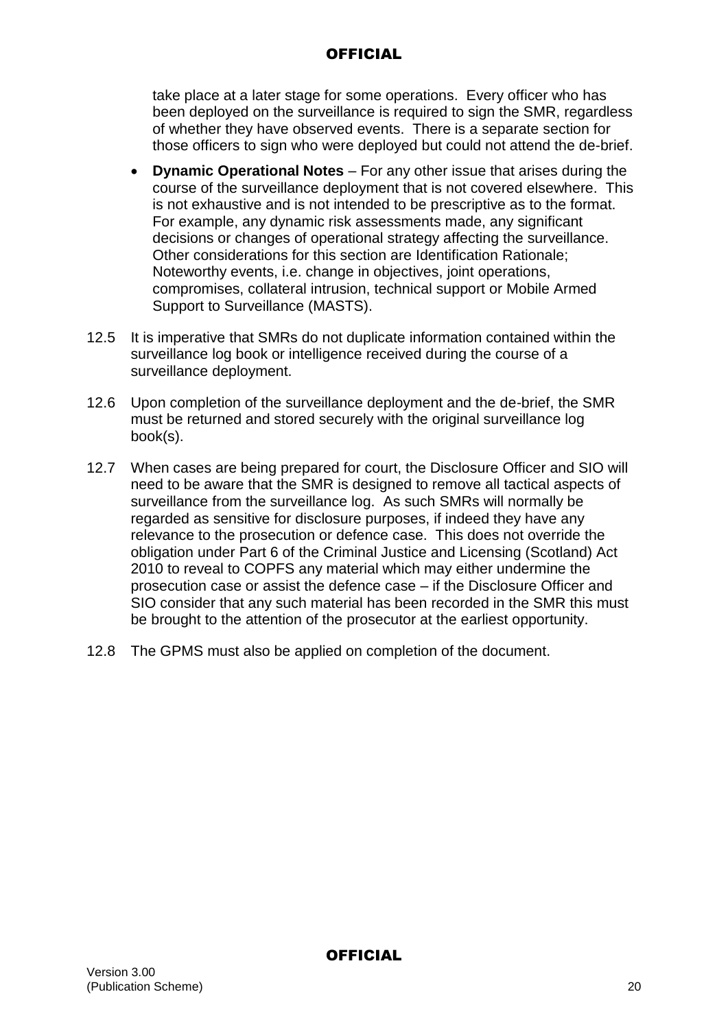take place at a later stage for some operations. Every officer who has been deployed on the surveillance is required to sign the SMR, regardless of whether they have observed events. There is a separate section for those officers to sign who were deployed but could not attend the de-brief.

- **Dynamic Operational Notes** – For any other issue that arises during the course of the surveillance deployment that is not covered elsewhere. This is not exhaustive and is not intended to be prescriptive as to the format. For example, any dynamic risk assessments made, any significant decisions or changes of operational strategy affecting the surveillance. Other considerations for this section are Identification Rationale; Noteworthy events, i.e. change in objectives, joint operations, compromises, collateral intrusion, technical support or Mobile Armed Support to Surveillance (MASTS).

12.5 It is imperative that SMRs do not duplicate information contained within the surveillance log book or intelligence received during the course of a surveillance deployment.

12.6 Upon completion of the surveillance deployment and the de-brief, the SMR must be returned and stored securely with the original surveillance log book(s).

12.7 When cases are being prepared for court, the Disclosure Officer and SIO will need to be aware that the SMR is designed to remove all tactical aspects of surveillance from the surveillance log. As such SMRs will normally be regarded as sensitive for disclosure purposes, if indeed they have any relevance to the prosecution or defence case. This does not override the obligation under Part 6 of the Criminal Justice and Licensing (Scotland) Act 2010 to reveal to COPFS any material which may either undermine the prosecution case or assist the defence case – if the Disclosure Officer and SIO consider that any such material has been recorded in the SMR this must be brought to the attention of the prosecutor at the earliest opportunity.

12.8 The GPMS must also be applied on completion of the document.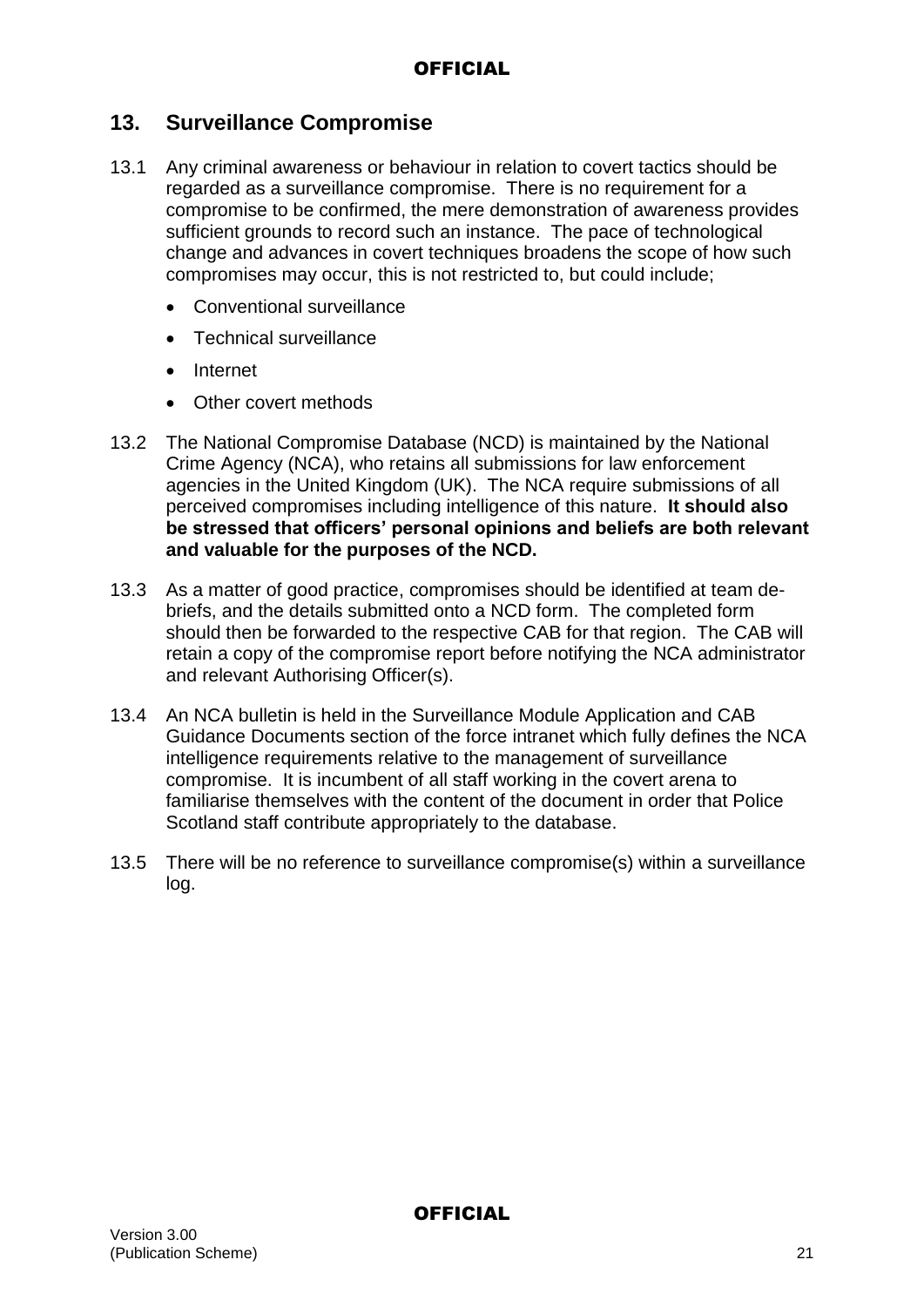## 13. Surveillance Compromise

13.1 Any criminal awareness or behaviour in relation to covert tactics should be regarded as a surveillance compromise. There is no requirement for a compromise to be confirmed, the mere demonstration of awareness provides sufficient grounds to record such an instance. The pace of technological change and advances in covert techniques broadens the scope of how such compromises may occur, this is not restricted to, but could include;

- Conventional surveillance
- Technical surveillance
- Internet
- Other covert methods

13.2 The National Compromise Database (NCD) is maintained by the National Crime Agency (NCA), who retains all submissions for law enforcement agencies in the United Kingdom (UK). The NCA require submissions of all perceived compromises including intelligence of this nature. **It should also be stressed that officers' personal opinions and beliefs are both relevant and valuable for the purposes of the NCD.**

13.3 As a matter of good practice, compromises should be identified at team de-briefs, and the details submitted onto a NCD form. The completed form should then be forwarded to the respective CAB for that region. The CAB will retain a copy of the compromise report before notifying the NCA administrator and relevant Authorising Officer(s).

13.4 An NCA bulletin is held in the Surveillance Module Application and CAB Guidance Documents section of the force intranet which fully defines the NCA intelligence requirements relative to the management of surveillance compromise. It is incumbent of all staff working in the covert arena to familiarise themselves with the content of the document in order that Police Scotland staff contribute appropriately to the database.

13.5 There will be no reference to surveillance compromise(s) within a surveillance log.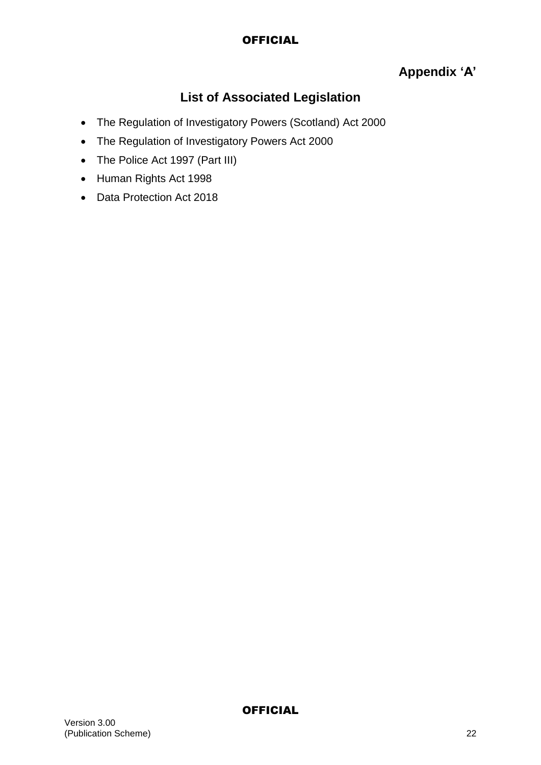**Appendix ‘A’**

## List of Associated Legislation

- The Regulation of Investigatory Powers (Scotland) Act 2000
- The Regulation of Investigatory Powers Act 2000
- The Police Act 1997 (Part III)
- Human Rights Act 1998
- Data Protection Act 2018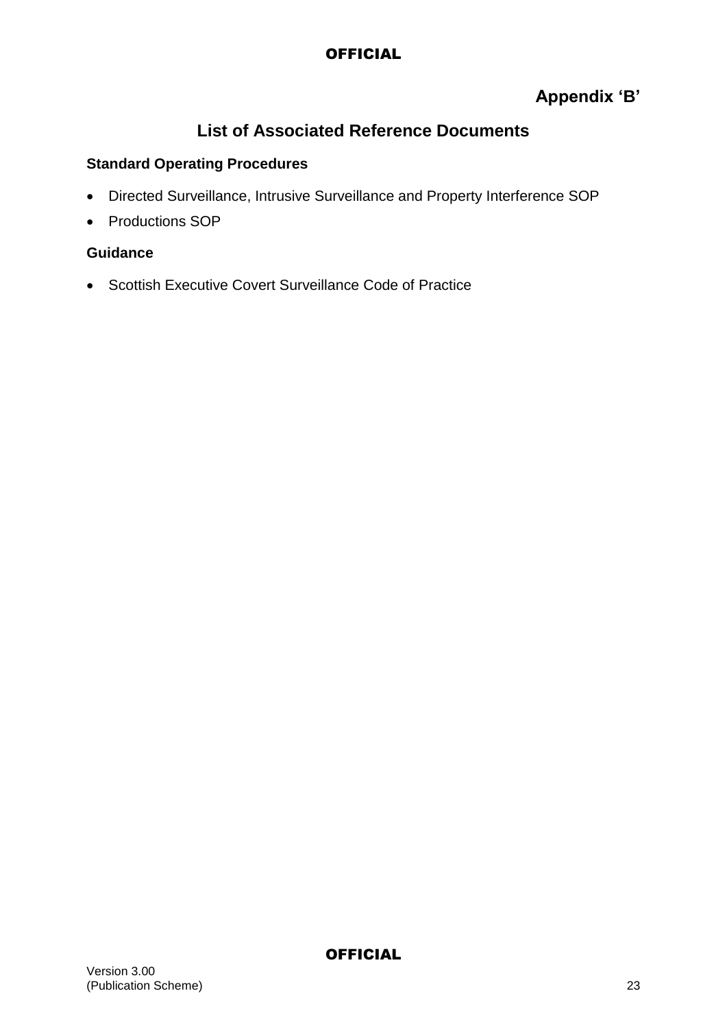**Appendix ‘B’**

## List of Associated Reference Documents

**Standard Operating Procedures**

- Directed Surveillance, Intrusive Surveillance and Property Interference SOP
- Productions SOP

**Guidance**

- Scottish Executive Covert Surveillance Code of Practice